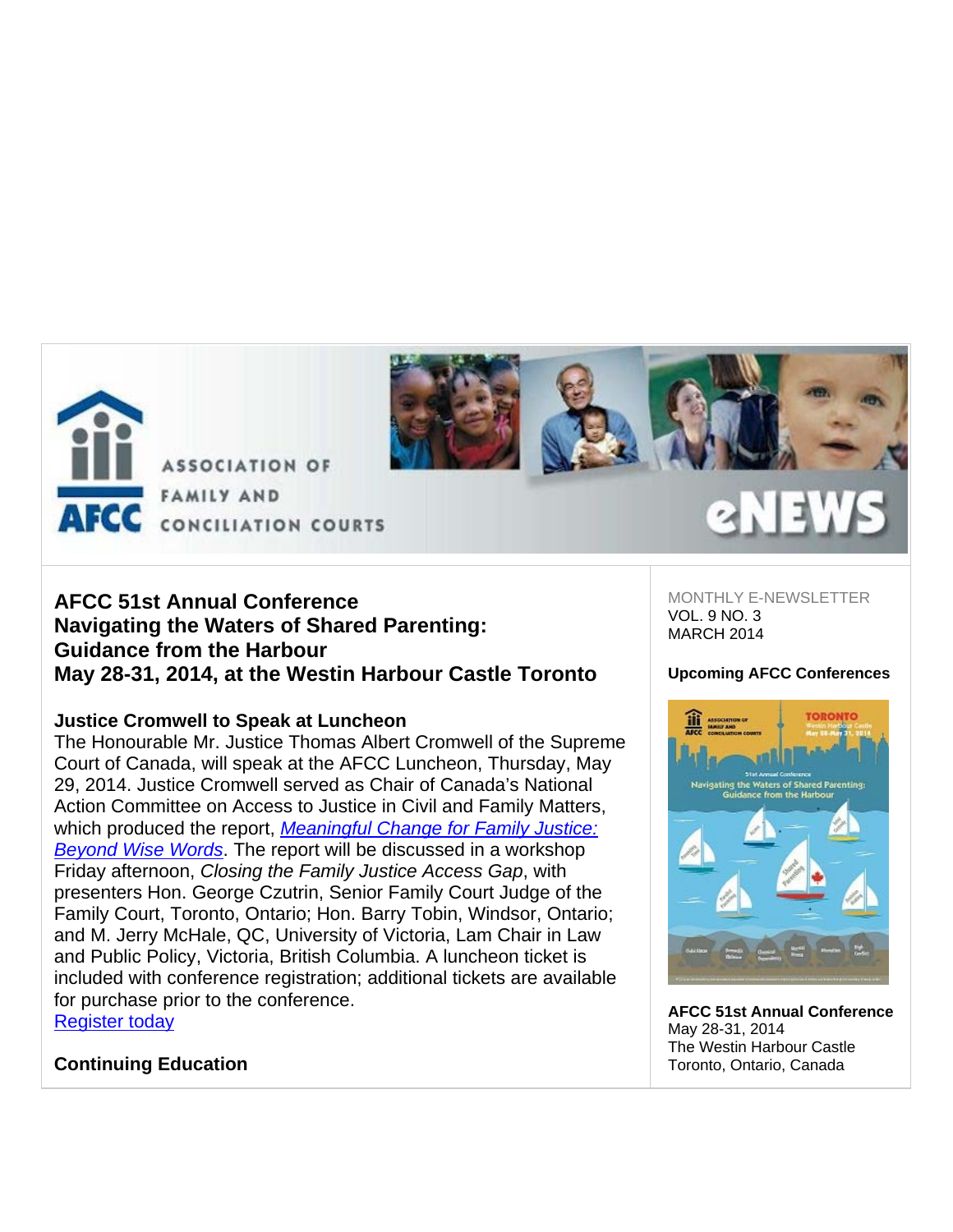ASSOCIATION OF FAMILY AND CONCILIATION COURTS

AFCC

eNEWS

MONTHLY E-NEWSLETTER
VOL. 9 NO. 3
MARCH 2014

## AFCC 51st Annual Conference
## Navigating the Waters of Shared Parenting: Guidance from the Harbour
## May 28-31, 2014, at the Westin Harbour Castle Toronto

### Justice Cromwell to Speak at Luncheon

The Honourable Mr. Justice Thomas Albert Cromwell of the Supreme Court of Canada, will speak at the AFCC Luncheon, Thursday, May 29, 2014. Justice Cromwell served as Chair of Canada's National Action Committee on Access to Justice in Civil and Family Matters, which produced the report, *Meaningful Change for Family Justice: Beyond Wise Words*. The report will be discussed in a workshop Friday afternoon, *Closing the Family Justice Access Gap*, with presenters Hon. George Czutrin, Senior Family Court Judge of the Family Court, Toronto, Ontario; Hon. Barry Tobin, Windsor, Ontario; and M. Jerry McHale, QC, University of Victoria, Lam Chair in Law and Public Policy, Victoria, British Columbia. A luncheon ticket is included with conference registration; additional tickets are available for purchase prior to the conference.

Register today

### Continuing Education

### Upcoming AFCC Conferences

**AFCC 51st Annual Conference**
May 28-31, 2014
The Westin Harbour Castle
Toronto, Ontario, Canada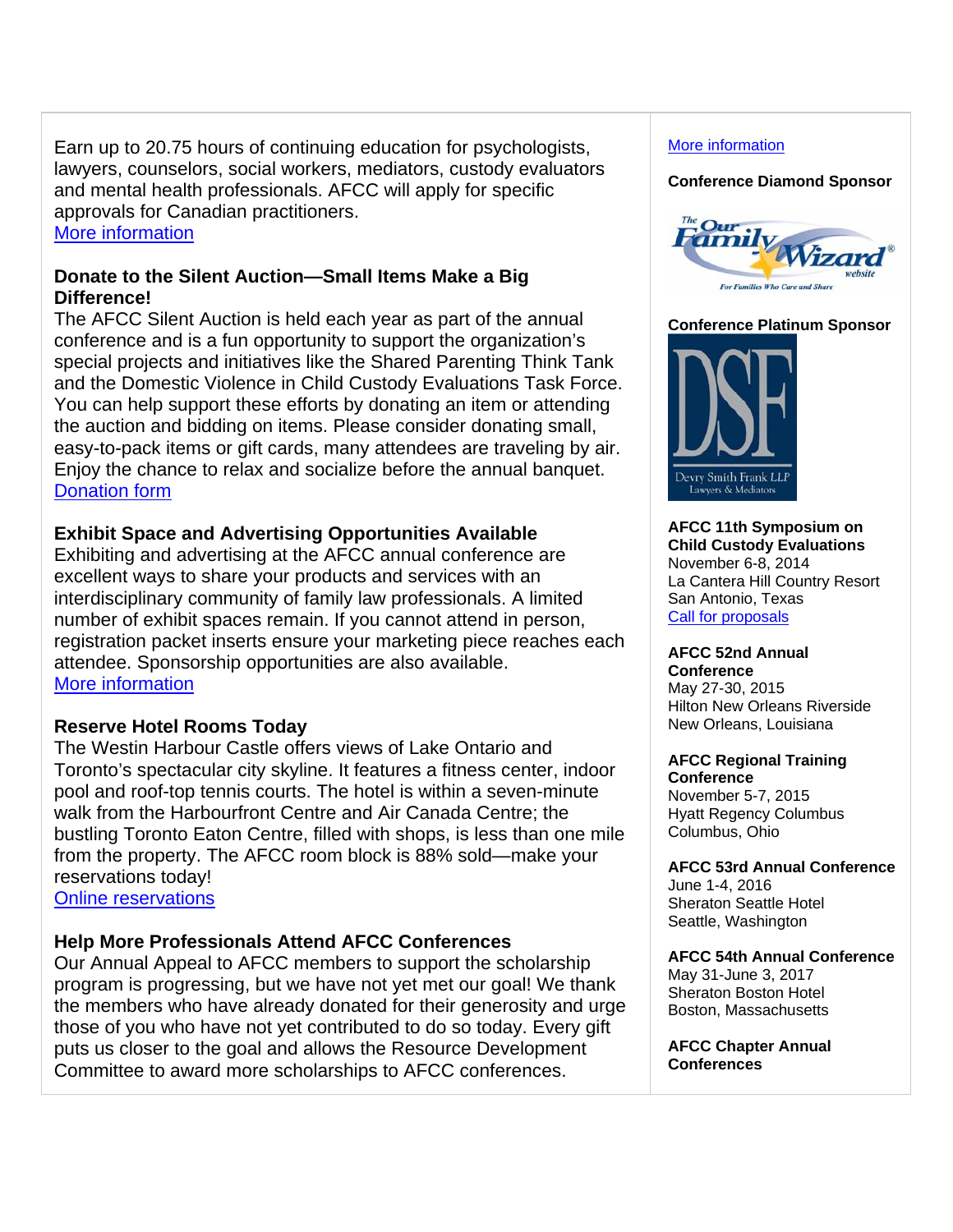Earn up to 20.75 hours of continuing education for psychologists, lawyers, counselors, social workers, mediators, custody evaluators and mental health professionals. AFCC will apply for specific approvals for Canadian practitioners.
More information

**Donate to the Silent Auction—Small Items Make a Big Difference!**
The AFCC Silent Auction is held each year as part of the annual conference and is a fun opportunity to support the organization's special projects and initiatives like the Shared Parenting Think Tank and the Domestic Violence in Child Custody Evaluations Task Force. You can help support these efforts by donating an item or attending the auction and bidding on items. Please consider donating small, easy-to-pack items or gift cards, many attendees are traveling by air. Enjoy the chance to relax and socialize before the annual banquet.
Donation form

**Exhibit Space and Advertising Opportunities Available**
Exhibiting and advertising at the AFCC annual conference are excellent ways to share your products and services with an interdisciplinary community of family law professionals. A limited number of exhibit spaces remain. If you cannot attend in person, registration packet inserts ensure your marketing piece reaches each attendee. Sponsorship opportunities are also available.
More information

**Reserve Hotel Rooms Today**
The Westin Harbour Castle offers views of Lake Ontario and Toronto's spectacular city skyline. It features a fitness center, indoor pool and roof-top tennis courts. The hotel is within a seven-minute walk from the Harbourfront Centre and Air Canada Centre; the bustling Toronto Eaton Centre, filled with shops, is less than one mile from the property. The AFCC room block is 88% sold—make your reservations today!
Online reservations

**Help More Professionals Attend AFCC Conferences**
Our Annual Appeal to AFCC members to support the scholarship program is progressing, but we have not yet met our goal! We thank the members who have already donated for their generosity and urge those of you who have not yet contributed to do so today. Every gift puts us closer to the goal and allows the Resource Development Committee to award more scholarships to AFCC conferences.

More information

**Conference Diamond Sponsor**

The Our Family Wizard website — For Families Who Care and Share

**Conference Platinum Sponsor**

DSF — Devry Smith Frank LLP, Lawyers & Mediators

**AFCC 11th Symposium on Child Custody Evaluations**
November 6-8, 2014
La Cantera Hill Country Resort
San Antonio, Texas
Call for proposals

**AFCC 52nd Annual Conference**
May 27-30, 2015
Hilton New Orleans Riverside
New Orleans, Louisiana

**AFCC Regional Training Conference**
November 5-7, 2015
Hyatt Regency Columbus
Columbus, Ohio

**AFCC 53rd Annual Conference**
June 1-4, 2016
Sheraton Seattle Hotel
Seattle, Washington

**AFCC 54th Annual Conference**
May 31-June 3, 2017
Sheraton Boston Hotel
Boston, Massachusetts

**AFCC Chapter Annual Conferences**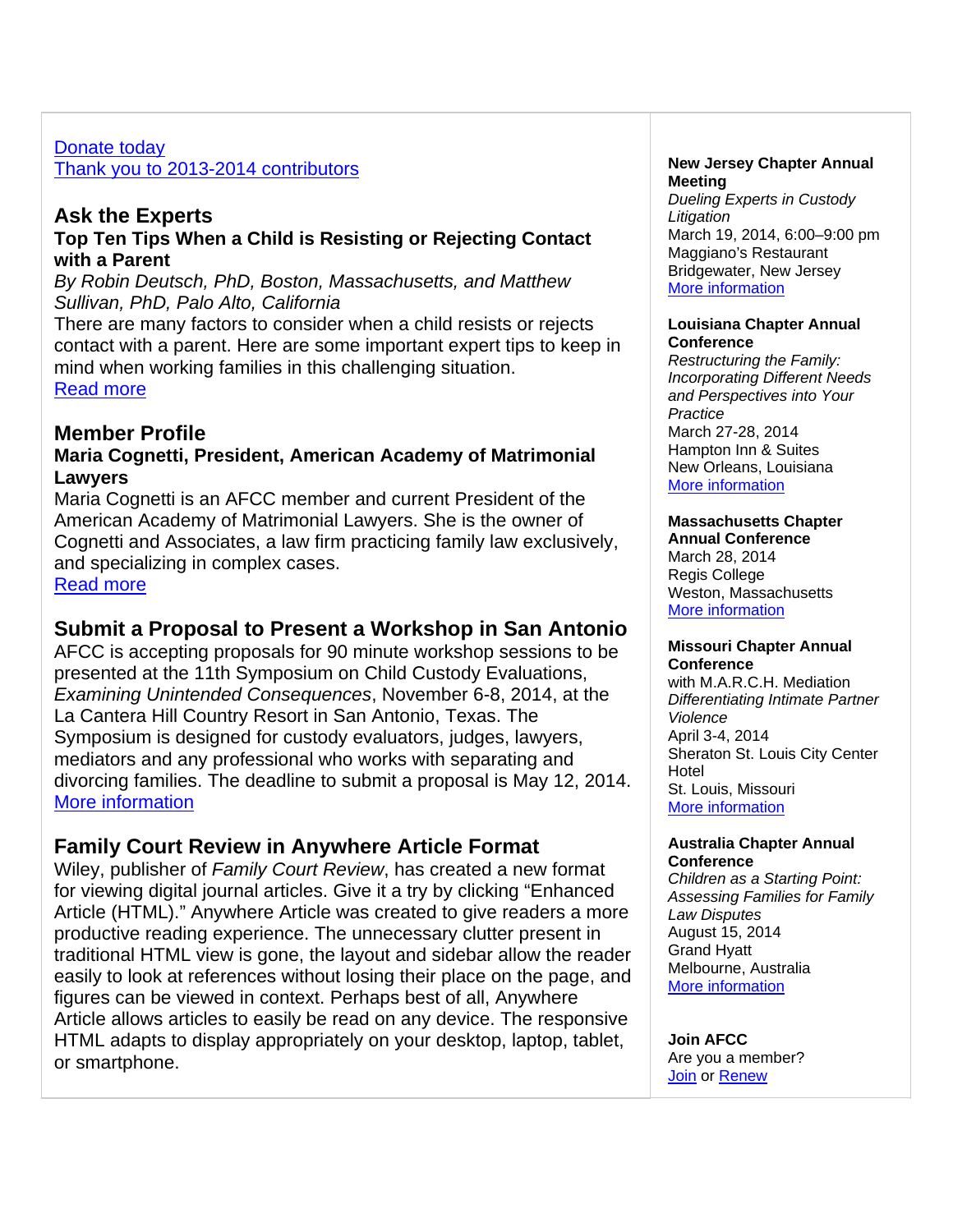[Donate today](#)
[Thank you to 2013-2014 contributors](#)

## Ask the Experts

### Top Ten Tips When a Child is Resisting or Rejecting Contact with a Parent

*By Robin Deutsch, PhD, Boston, Massachusetts, and Matthew Sullivan, PhD, Palo Alto, California*

There are many factors to consider when a child resists or rejects contact with a parent. Here are some important expert tips to keep in mind when working families in this challenging situation.
[Read more](#)

## Member Profile

### Maria Cognetti, President, American Academy of Matrimonial Lawyers

Maria Cognetti is an AFCC member and current President of the American Academy of Matrimonial Lawyers. She is the owner of Cognetti and Associates, a law firm practicing family law exclusively, and specializing in complex cases.
[Read more](#)

## Submit a Proposal to Present a Workshop in San Antonio

AFCC is accepting proposals for 90 minute workshop sessions to be presented at the 11th Symposium on Child Custody Evaluations, *Examining Unintended Consequences*, November 6-8, 2014, at the La Cantera Hill Country Resort in San Antonio, Texas. The Symposium is designed for custody evaluators, judges, lawyers, mediators and any professional who works with separating and divorcing families. The deadline to submit a proposal is May 12, 2014.
[More information](#)

## Family Court Review in Anywhere Article Format

Wiley, publisher of *Family Court Review*, has created a new format for viewing digital journal articles. Give it a try by clicking "Enhanced Article (HTML)." Anywhere Article was created to give readers a more productive reading experience. The unnecessary clutter present in traditional HTML view is gone, the layout and sidebar allow the reader easily to look at references without losing their place on the page, and figures can be viewed in context. Perhaps best of all, Anywhere Article allows articles to easily be read on any device. The responsive HTML adapts to display appropriately on your desktop, laptop, tablet, or smartphone.

**New Jersey Chapter Annual Meeting**
*Dueling Experts in Custody Litigation*
March 19, 2014, 6:00–9:00 pm
Maggiano's Restaurant
Bridgewater, New Jersey
[More information](#)

**Louisiana Chapter Annual Conference**
*Restructuring the Family: Incorporating Different Needs and Perspectives into Your Practice*
March 27-28, 2014
Hampton Inn & Suites
New Orleans, Louisiana
[More information](#)

**Massachusetts Chapter Annual Conference**
March 28, 2014
Regis College
Weston, Massachusetts
[More information](#)

**Missouri Chapter Annual Conference**
with M.A.R.C.H. Mediation
*Differentiating Intimate Partner Violence*
April 3-4, 2014
Sheraton St. Louis City Center Hotel
St. Louis, Missouri
[More information](#)

**Australia Chapter Annual Conference**
*Children as a Starting Point: Assessing Families for Family Law Disputes*
August 15, 2014
Grand Hyatt
Melbourne, Australia
[More information](#)

**Join AFCC**
Are you a member?
[Join](#) or [Renew](#)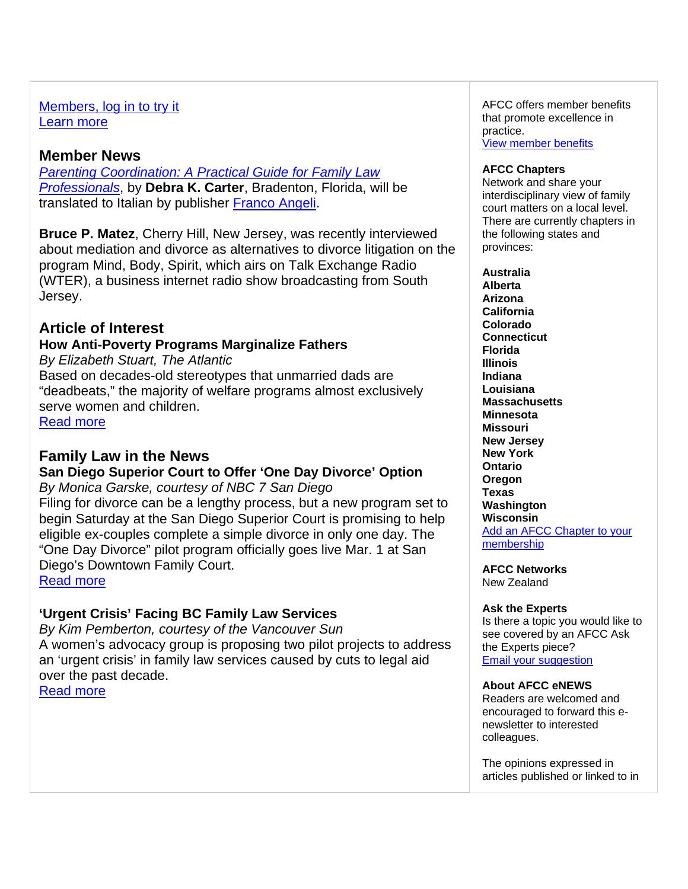[Members, log in to try it](#)
[Learn more](#)

## Member News

[*Parenting Coordination: A Practical Guide for Family Law Professionals*](#), by **Debra K. Carter**, Bradenton, Florida, will be translated to Italian by publisher [Franco Angeli](#).

**Bruce P. Matez**, Cherry Hill, New Jersey, was recently interviewed about mediation and divorce as alternatives to divorce litigation on the program Mind, Body, Spirit, which airs on Talk Exchange Radio (WTER), a business internet radio show broadcasting from South Jersey.

## Article of Interest

### How Anti-Poverty Programs Marginalize Fathers

*By Elizabeth Stuart, The Atlantic*

Based on decades-old stereotypes that unmarried dads are “deadbeats,” the majority of welfare programs almost exclusively serve women and children.
[Read more](#)

## Family Law in the News

### San Diego Superior Court to Offer ‘One Day Divorce’ Option

*By Monica Garske, courtesy of NBC 7 San Diego*

Filing for divorce can be a lengthy process, but a new program set to begin Saturday at the San Diego Superior Court is promising to help eligible ex-couples complete a simple divorce in only one day. The “One Day Divorce” pilot program officially goes live Mar. 1 at San Diego’s Downtown Family Court.
[Read more](#)

### ‘Urgent Crisis’ Facing BC Family Law Services

*By Kim Pemberton, courtesy of the Vancouver Sun*

A women’s advocacy group is proposing two pilot projects to address an ‘urgent crisis’ in family law services caused by cuts to legal aid over the past decade.
[Read more](#)

AFCC offers member benefits that promote excellence in practice.
[View member benefits](#)

**AFCC Chapters**

Network and share your interdisciplinary view of family court matters on a local level. There are currently chapters in the following states and provinces:

**Australia**
**Alberta**
**Arizona**
**California**
**Colorado**
**Connecticut**
**Florida**
**Illinois**
**Indiana**
**Louisiana**
**Massachusetts**
**Minnesota**
**Missouri**
**New Jersey**
**New York**
**Ontario**
**Oregon**
**Texas**
**Washington**
**Wisconsin**

[Add an AFCC Chapter to your membership](#)

**AFCC Networks**

New Zealand

**Ask the Experts**

Is there a topic you would like to see covered by an AFCC Ask the Experts piece?
[Email your suggestion](#)

**About AFCC eNEWS**

Readers are welcomed and encouraged to forward this e-newsletter to interested colleagues.

The opinions expressed in articles published or linked to in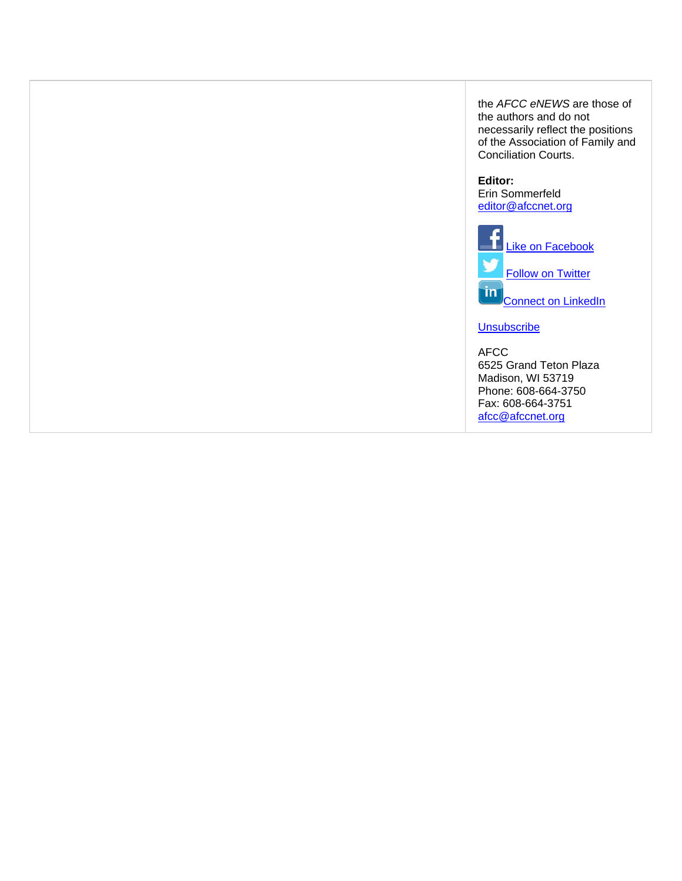the *AFCC eNEWS* are those of the authors and do not necessarily reflect the positions of the Association of Family and Conciliation Courts.

**Editor:**
Erin Sommerfeld
editor@afccnet.org

Like on Facebook
Follow on Twitter
Connect on LinkedIn

Unsubscribe

AFCC
6525 Grand Teton Plaza
Madison, WI 53719
Phone: 608-664-3750
Fax: 608-664-3751
afcc@afccnet.org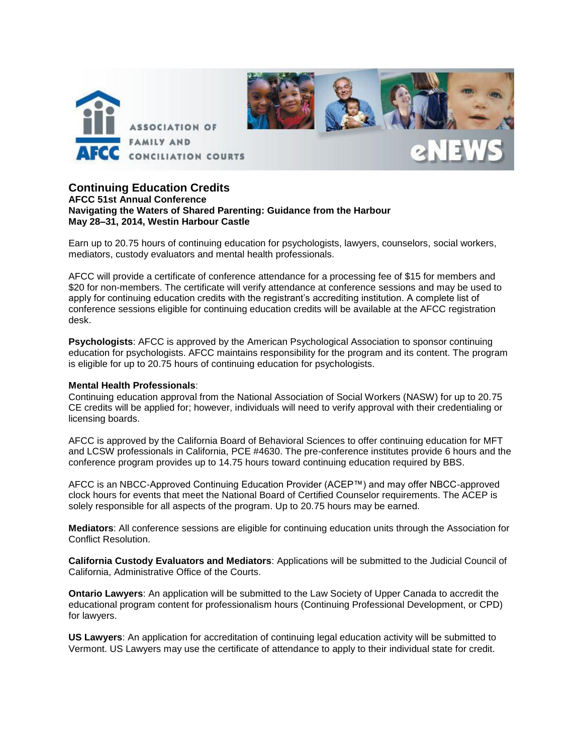ASSOCIATION OF FAMILY AND CONCILIATION COURTS

AFCC

eNEWS

## Continuing Education Credits

**AFCC 51st Annual Conference**
**Navigating the Waters of Shared Parenting: Guidance from the Harbour**
**May 28–31, 2014, Westin Harbour Castle**

Earn up to 20.75 hours of continuing education for psychologists, lawyers, counselors, social workers, mediators, custody evaluators and mental health professionals.

AFCC will provide a certificate of conference attendance for a processing fee of $15 for members and $20 for non-members. The certificate will verify attendance at conference sessions and may be used to apply for continuing education credits with the registrant's accrediting institution. A complete list of conference sessions eligible for continuing education credits will be available at the AFCC registration desk.

**Psychologists**: AFCC is approved by the American Psychological Association to sponsor continuing education for psychologists. AFCC maintains responsibility for the program and its content. The program is eligible for up to 20.75 hours of continuing education for psychologists.

**Mental Health Professionals**:
Continuing education approval from the National Association of Social Workers (NASW) for up to 20.75 CE credits will be applied for; however, individuals will need to verify approval with their credentialing or licensing boards.

AFCC is approved by the California Board of Behavioral Sciences to offer continuing education for MFT and LCSW professionals in California, PCE #4630. The pre-conference institutes provide 6 hours and the conference program provides up to 14.75 hours toward continuing education required by BBS.

AFCC is an NBCC-Approved Continuing Education Provider (ACEP™) and may offer NBCC-approved clock hours for events that meet the National Board of Certified Counselor requirements. The ACEP is solely responsible for all aspects of the program. Up to 20.75 hours may be earned.

**Mediators**: All conference sessions are eligible for continuing education units through the Association for Conflict Resolution.

**California Custody Evaluators and Mediators**: Applications will be submitted to the Judicial Council of California, Administrative Office of the Courts.

**Ontario Lawyers**: An application will be submitted to the Law Society of Upper Canada to accredit the educational program content for professionalism hours (Continuing Professional Development, or CPD) for lawyers.

**US Lawyers**: An application for accreditation of continuing legal education activity will be submitted to Vermont. US Lawyers may use the certificate of attendance to apply to their individual state for credit.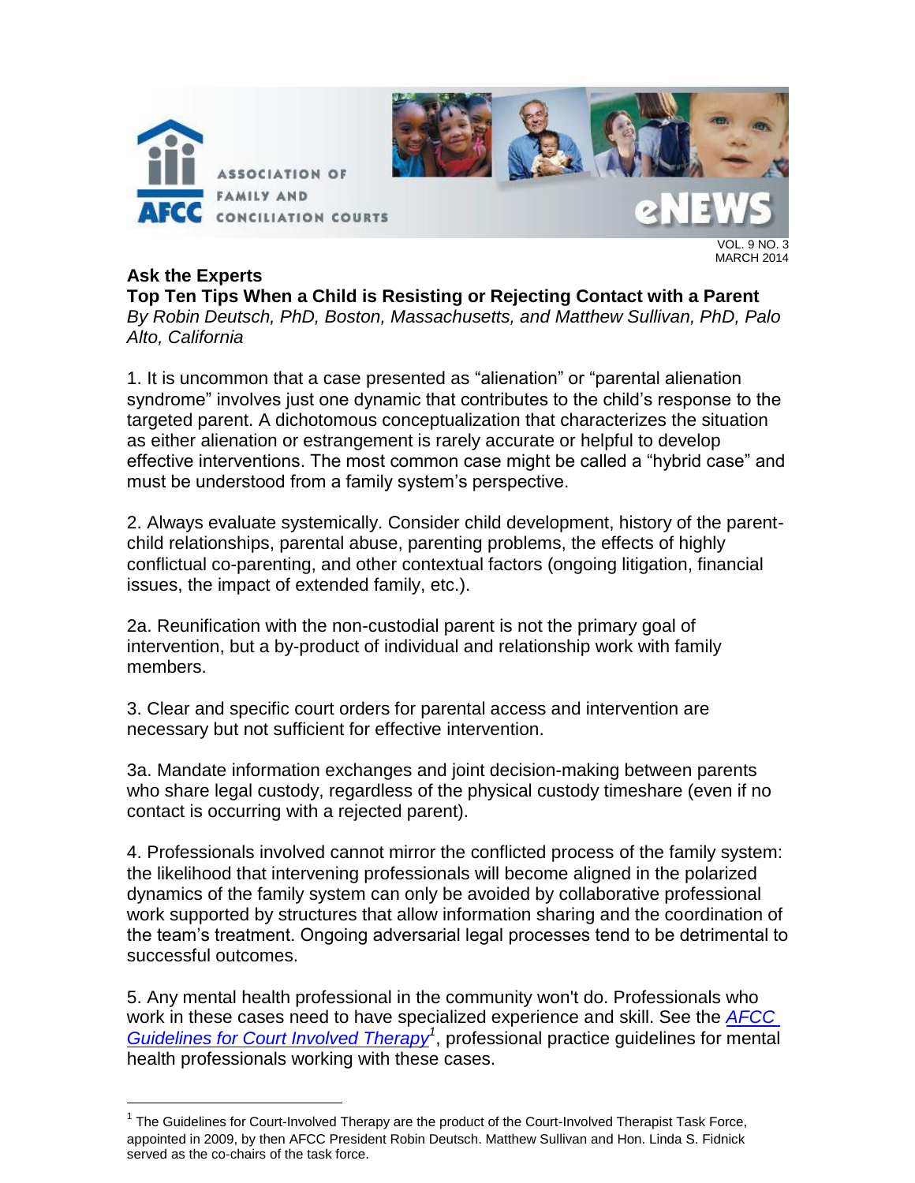**Ask the Experts**

**Top Ten Tips When a Child is Resisting or Rejecting Contact with a Parent**

*By Robin Deutsch, PhD, Boston, Massachusetts, and Matthew Sullivan, PhD, Palo Alto, California*

1. It is uncommon that a case presented as "alienation" or "parental alienation syndrome" involves just one dynamic that contributes to the child's response to the targeted parent. A dichotomous conceptualization that characterizes the situation as either alienation or estrangement is rarely accurate or helpful to develop effective interventions. The most common case might be called a "hybrid case" and must be understood from a family system's perspective.

2. Always evaluate systemically. Consider child development, history of the parent-child relationships, parental abuse, parenting problems, the effects of highly conflictual co-parenting, and other contextual factors (ongoing litigation, financial issues, the impact of extended family, etc.).

2a. Reunification with the non-custodial parent is not the primary goal of intervention, but a by-product of individual and relationship work with family members.

3. Clear and specific court orders for parental access and intervention are necessary but not sufficient for effective intervention.

3a. Mandate information exchanges and joint decision-making between parents who share legal custody, regardless of the physical custody timeshare (even if no contact is occurring with a rejected parent).

4. Professionals involved cannot mirror the conflicted process of the family system: the likelihood that intervening professionals will become aligned in the polarized dynamics of the family system can only be avoided by collaborative professional work supported by structures that allow information sharing and the coordination of the team's treatment. Ongoing adversarial legal processes tend to be detrimental to successful outcomes.

5. Any mental health professional in the community won't do. Professionals who work in these cases need to have specialized experience and skill. See the *AFCC Guidelines for Court Involved Therapy*[1], professional practice guidelines for mental health professionals working with these cases.

[1] The Guidelines for Court-Involved Therapy are the product of the Court-Involved Therapist Task Force, appointed in 2009, by then AFCC President Robin Deutsch. Matthew Sullivan and Hon. Linda S. Fidnick served as the co-chairs of the task force.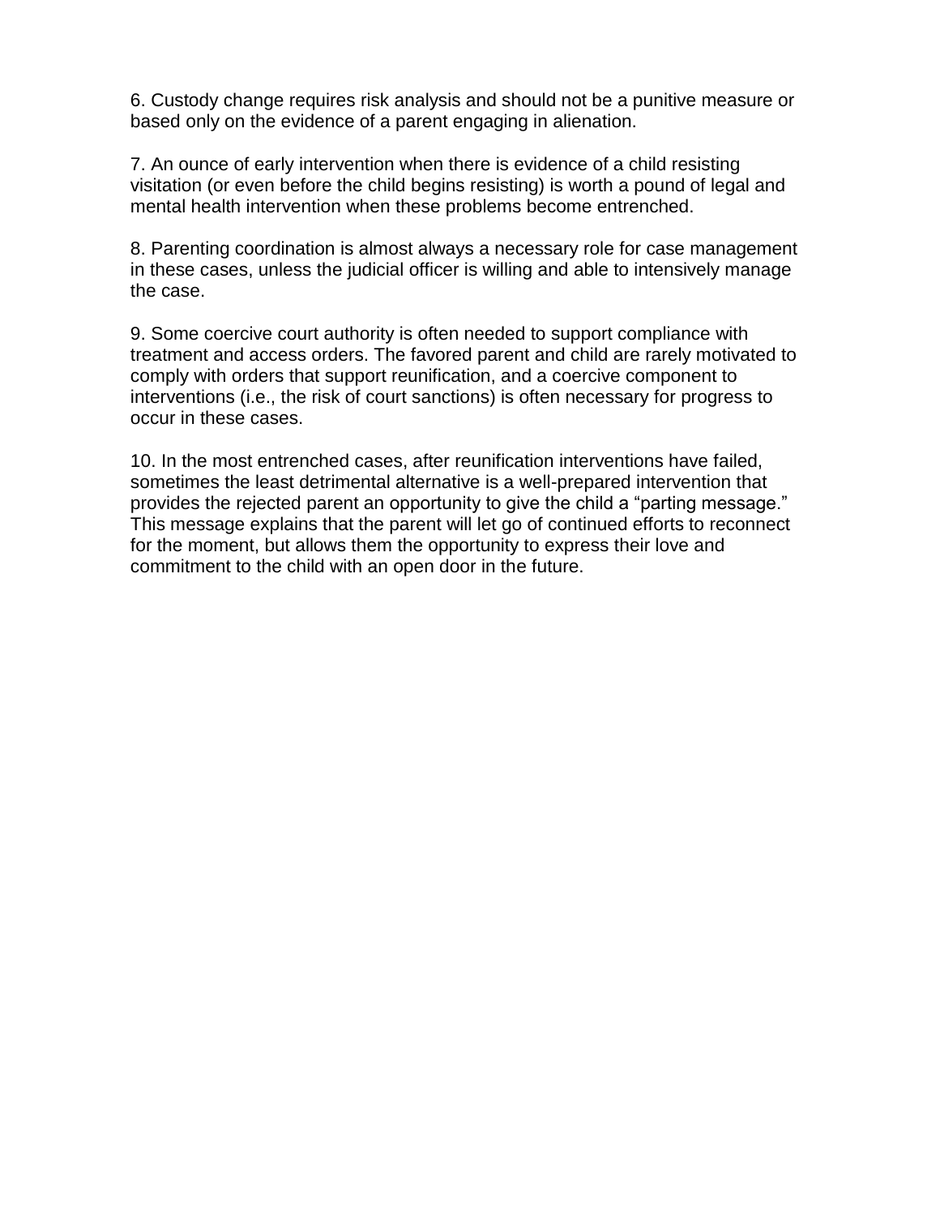6. Custody change requires risk analysis and should not be a punitive measure or based only on the evidence of a parent engaging in alienation.

7. An ounce of early intervention when there is evidence of a child resisting visitation (or even before the child begins resisting) is worth a pound of legal and mental health intervention when these problems become entrenched.

8. Parenting coordination is almost always a necessary role for case management in these cases, unless the judicial officer is willing and able to intensively manage the case.

9. Some coercive court authority is often needed to support compliance with treatment and access orders. The favored parent and child are rarely motivated to comply with orders that support reunification, and a coercive component to interventions (i.e., the risk of court sanctions) is often necessary for progress to occur in these cases.

10. In the most entrenched cases, after reunification interventions have failed, sometimes the least detrimental alternative is a well-prepared intervention that provides the rejected parent an opportunity to give the child a "parting message." This message explains that the parent will let go of continued efforts to reconnect for the moment, but allows them the opportunity to express their love and commitment to the child with an open door in the future.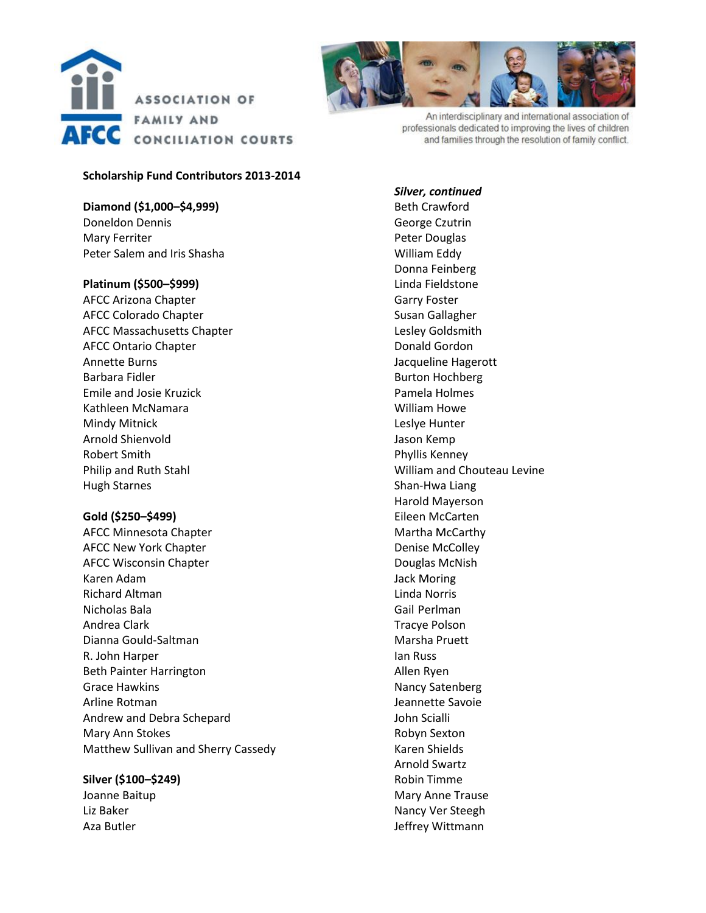**ASSOCIATION OF FAMILY AND CONCILIATION COURTS**

An interdisciplinary and international association of professionals dedicated to improving the lives of children and families through the resolution of family conflict.

## Scholarship Fund Contributors 2013-2014

### Diamond ($1,000–$4,999)

Doneldon Dennis
Mary Ferriter
Peter Salem and Iris Shasha

### Platinum ($500–$999)

AFCC Arizona Chapter
AFCC Colorado Chapter
AFCC Massachusetts Chapter
AFCC Ontario Chapter
Annette Burns
Barbara Fidler
Emile and Josie Kruzick
Kathleen McNamara
Mindy Mitnick
Arnold Shienvold
Robert Smith
Philip and Ruth Stahl
Hugh Starnes

### Gold ($250–$499)

AFCC Minnesota Chapter
AFCC New York Chapter
AFCC Wisconsin Chapter
Karen Adam
Richard Altman
Nicholas Bala
Andrea Clark
Dianna Gould-Saltman
R. John Harper
Beth Painter Harrington
Grace Hawkins
Arline Rotman
Andrew and Debra Schepard
Mary Ann Stokes
Matthew Sullivan and Sherry Cassedy

### Silver ($100–$249)

Joanne Baitup
Liz Baker
Aza Butler

### *Silver, continued*

Beth Crawford
George Czutrin
Peter Douglas
William Eddy
Donna Feinberg
Linda Fieldstone
Garry Foster
Susan Gallagher
Lesley Goldsmith
Donald Gordon
Jacqueline Hagerott
Burton Hochberg
Pamela Holmes
William Howe
Leslye Hunter
Jason Kemp
Phyllis Kenney
William and Chouteau Levine
Shan-Hwa Liang
Harold Mayerson
Eileen McCarten
Martha McCarthy
Denise McColley
Douglas McNish
Jack Moring
Linda Norris
Gail Perlman
Tracye Polson
Marsha Pruett
Ian Russ
Allen Ryen
Nancy Satenberg
Jeannette Savoie
John Scialli
Robyn Sexton
Karen Shields
Arnold Swartz
Robin Timme
Mary Anne Trause
Nancy Ver Steegh
Jeffrey Wittmann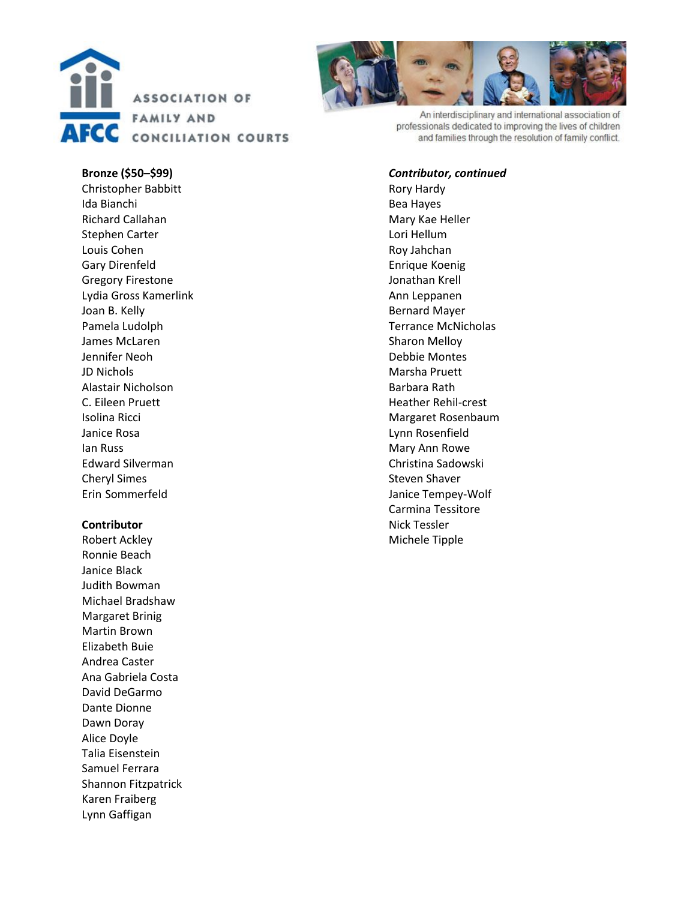**Bronze ($50–$99)**
Christopher Babbitt
Ida Bianchi
Richard Callahan
Stephen Carter
Louis Cohen
Gary Direnfeld
Gregory Firestone
Lydia Gross Kamerlink
Joan B. Kelly
Pamela Ludolph
James McLaren
Jennifer Neoh
JD Nichols
Alastair Nicholson
C. Eileen Pruett
Isolina Ricci
Janice Rosa
Ian Russ
Edward Silverman
Cheryl Simes
Erin Sommerfeld

**Contributor**
Robert Ackley
Ronnie Beach
Janice Black
Judith Bowman
Michael Bradshaw
Margaret Brinig
Martin Brown
Elizabeth Buie
Andrea Caster
Ana Gabriela Costa
David DeGarmo
Dante Dionne
Dawn Doray
Alice Doyle
Talia Eisenstein
Samuel Ferrara
Shannon Fitzpatrick
Karen Fraiberg
Lynn Gaffigan

***Contributor, continued***
Rory Hardy
Bea Hayes
Mary Kae Heller
Lori Hellum
Roy Jahchan
Enrique Koenig
Jonathan Krell
Ann Leppanen
Bernard Mayer
Terrance McNicholas
Sharon Melloy
Debbie Montes
Marsha Pruett
Barbara Rath
Heather Rehil-crest
Margaret Rosenbaum
Lynn Rosenfield
Mary Ann Rowe
Christina Sadowski
Steven Shaver
Janice Tempey-Wolf
Carmina Tessitore
Nick Tessler
Michele Tipple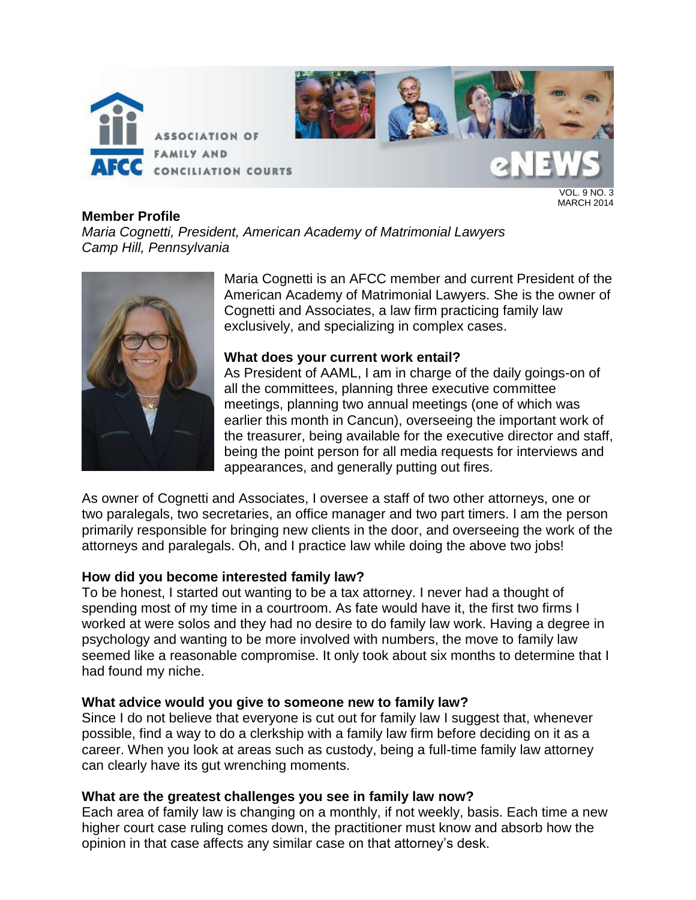## Member Profile

*Maria Cognetti, President, American Academy of Matrimonial Lawyers*
*Camp Hill, Pennsylvania*

Maria Cognetti is an AFCC member and current President of the American Academy of Matrimonial Lawyers. She is the owner of Cognetti and Associates, a law firm practicing family law exclusively, and specializing in complex cases.

**What does your current work entail?**

As President of AAML, I am in charge of the daily goings-on of all the committees, planning three executive committee meetings, planning two annual meetings (one of which was earlier this month in Cancun), overseeing the important work of the treasurer, being available for the executive director and staff, being the point person for all media requests for interviews and appearances, and generally putting out fires.

As owner of Cognetti and Associates, I oversee a staff of two other attorneys, one or two paralegals, two secretaries, an office manager and two part timers. I am the person primarily responsible for bringing new clients in the door, and overseeing the work of the attorneys and paralegals. Oh, and I practice law while doing the above two jobs!

**How did you become interested family law?**

To be honest, I started out wanting to be a tax attorney. I never had a thought of spending most of my time in a courtroom. As fate would have it, the first two firms I worked at were solos and they had no desire to do family law work. Having a degree in psychology and wanting to be more involved with numbers, the move to family law seemed like a reasonable compromise. It only took about six months to determine that I had found my niche.

**What advice would you give to someone new to family law?**

Since I do not believe that everyone is cut out for family law I suggest that, whenever possible, find a way to do a clerkship with a family law firm before deciding on it as a career. When you look at areas such as custody, being a full-time family law attorney can clearly have its gut wrenching moments.

**What are the greatest challenges you see in family law now?**

Each area of family law is changing on a monthly, if not weekly, basis. Each time a new higher court case ruling comes down, the practitioner must know and absorb how the opinion in that case affects any similar case on that attorney's desk.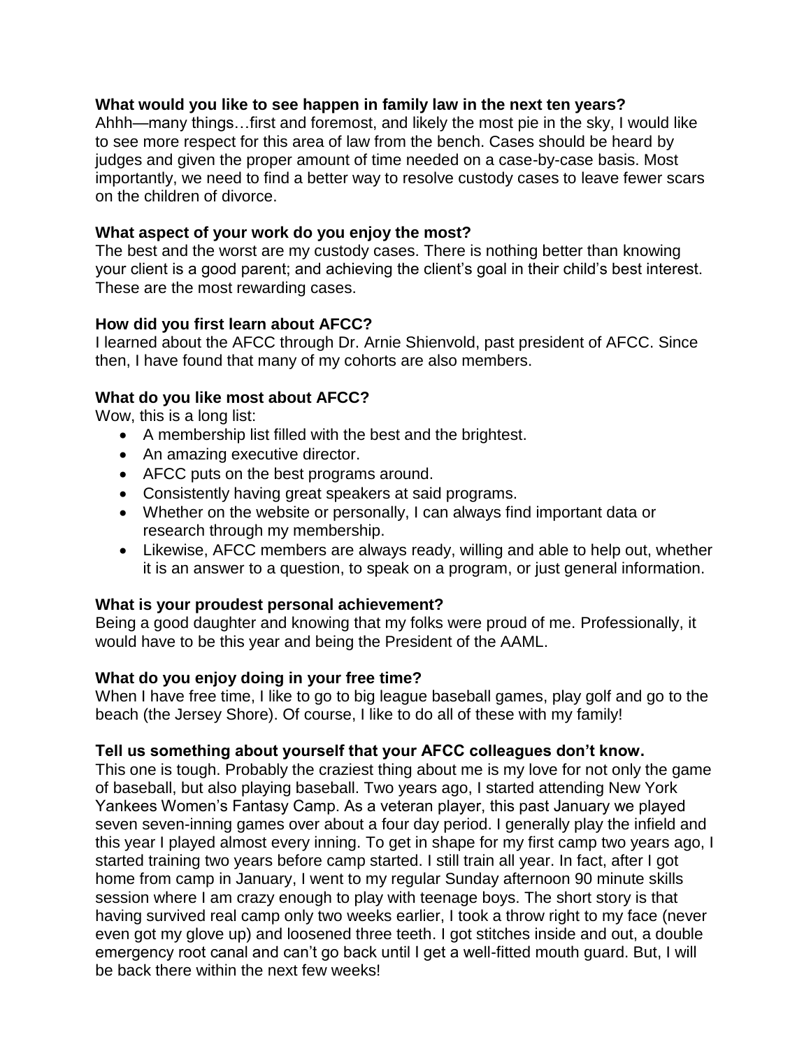**What would you like to see happen in family law in the next ten years?**

Ahhh—many things…first and foremost, and likely the most pie in the sky, I would like to see more respect for this area of law from the bench. Cases should be heard by judges and given the proper amount of time needed on a case-by-case basis. Most importantly, we need to find a better way to resolve custody cases to leave fewer scars on the children of divorce.

**What aspect of your work do you enjoy the most?**

The best and the worst are my custody cases. There is nothing better than knowing your client is a good parent; and achieving the client's goal in their child's best interest. These are the most rewarding cases.

**How did you first learn about AFCC?**

I learned about the AFCC through Dr. Arnie Shienvold, past president of AFCC. Since then, I have found that many of my cohorts are also members.

**What do you like most about AFCC?**

Wow, this is a long list:

- A membership list filled with the best and the brightest.
- An amazing executive director.
- AFCC puts on the best programs around.
- Consistently having great speakers at said programs.
- Whether on the website or personally, I can always find important data or research through my membership.
- Likewise, AFCC members are always ready, willing and able to help out, whether it is an answer to a question, to speak on a program, or just general information.

**What is your proudest personal achievement?**

Being a good daughter and knowing that my folks were proud of me. Professionally, it would have to be this year and being the President of the AAML.

**What do you enjoy doing in your free time?**

When I have free time, I like to go to big league baseball games, play golf and go to the beach (the Jersey Shore). Of course, I like to do all of these with my family!

**Tell us something about yourself that your AFCC colleagues don't know.**

This one is tough. Probably the craziest thing about me is my love for not only the game of baseball, but also playing baseball. Two years ago, I started attending New York Yankees Women's Fantasy Camp. As a veteran player, this past January we played seven seven-inning games over about a four day period. I generally play the infield and this year I played almost every inning. To get in shape for my first camp two years ago, I started training two years before camp started. I still train all year. In fact, after I got home from camp in January, I went to my regular Sunday afternoon 90 minute skills session where I am crazy enough to play with teenage boys. The short story is that having survived real camp only two weeks earlier, I took a throw right to my face (never even got my glove up) and loosened three teeth. I got stitches inside and out, a double emergency root canal and can't go back until I get a well-fitted mouth guard. But, I will be back there within the next few weeks!